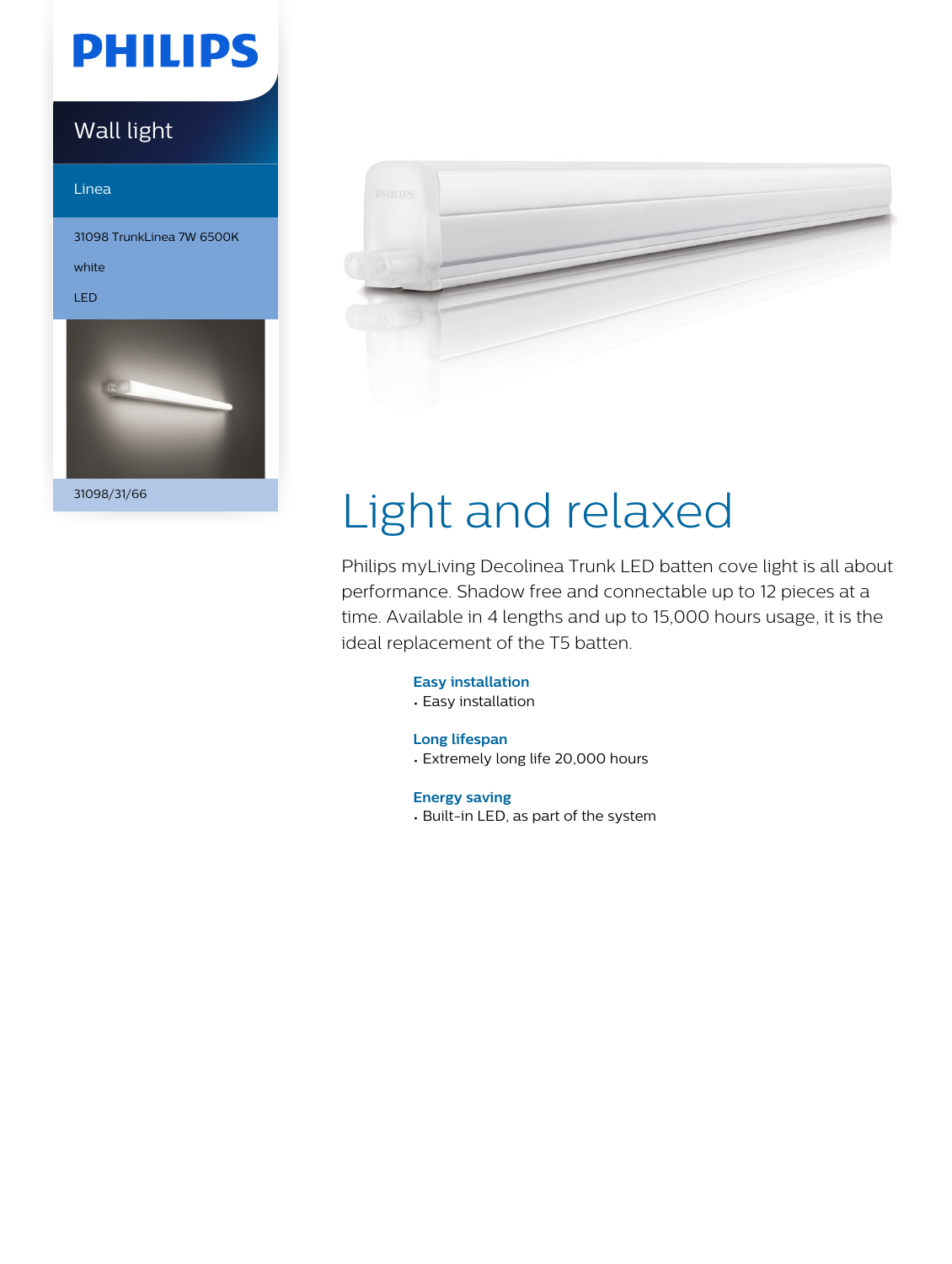PHILIPS

Wall light

Linea

31098 TrunkLinea 7W 6500K

white

LED

31098/31/66

# Light and relaxed

Philips myLiving Decolinea Trunk LED batten cove light is all about performance. Shadow free and connectable up to 12 pieces at a time. Available in 4 lengths and up to 15,000 hours usage, it is the ideal replacement of the T5 batten.

### Easy installation
- Easy installation

### Long lifespan
- Extremely long life 20,000 hours

### Energy saving
- Built-in LED, as part of the system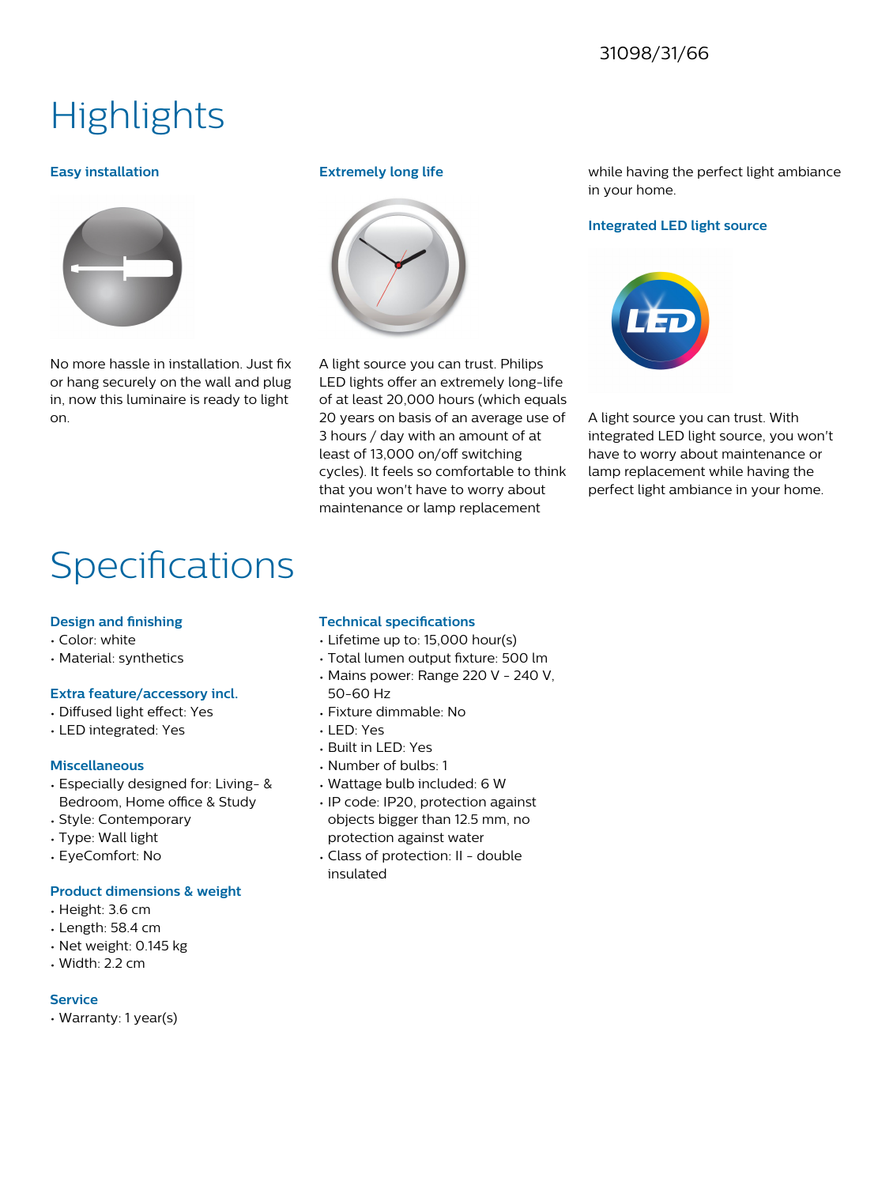31098/31/66

# Highlights

### Easy installation

No more hassle in installation. Just fix or hang securely on the wall and plug in, now this luminaire is ready to light on.

### Extremely long life

A light source you can trust. Philips LED lights offer an extremely long-life of at least 20,000 hours (which equals 20 years on basis of an average use of 3 hours / day with an amount of at least of 13,000 on/off switching cycles). It feels so comfortable to think that you won't have to worry about maintenance or lamp replacement while having the perfect light ambiance in your home.

### Integrated LED light source

A light source you can trust. With integrated LED light source, you won't have to worry about maintenance or lamp replacement while having the perfect light ambiance in your home.

# Specifications

### Design and finishing

- Color: white
- Material: synthetics

### Extra feature/accessory incl.

- Diffused light effect: Yes
- LED integrated: Yes

### Miscellaneous

- Especially designed for: Living- & Bedroom, Home office & Study
- Style: Contemporary
- Type: Wall light
- EyeComfort: No

### Product dimensions & weight

- Height: 3.6 cm
- Length: 58.4 cm
- Net weight: 0.145 kg
- Width: 2.2 cm

### Service

- Warranty: 1 year(s)

### Technical specifications

- Lifetime up to: 15,000 hour(s)
- Total lumen output fixture: 500 lm
- Mains power: Range 220 V - 240 V, 50-60 Hz
- Fixture dimmable: No
- LED: Yes
- Built in LED: Yes
- Number of bulbs: 1
- Wattage bulb included: 6 W
- IP code: IP20, protection against objects bigger than 12.5 mm, no protection against water
- Class of protection: II - double insulated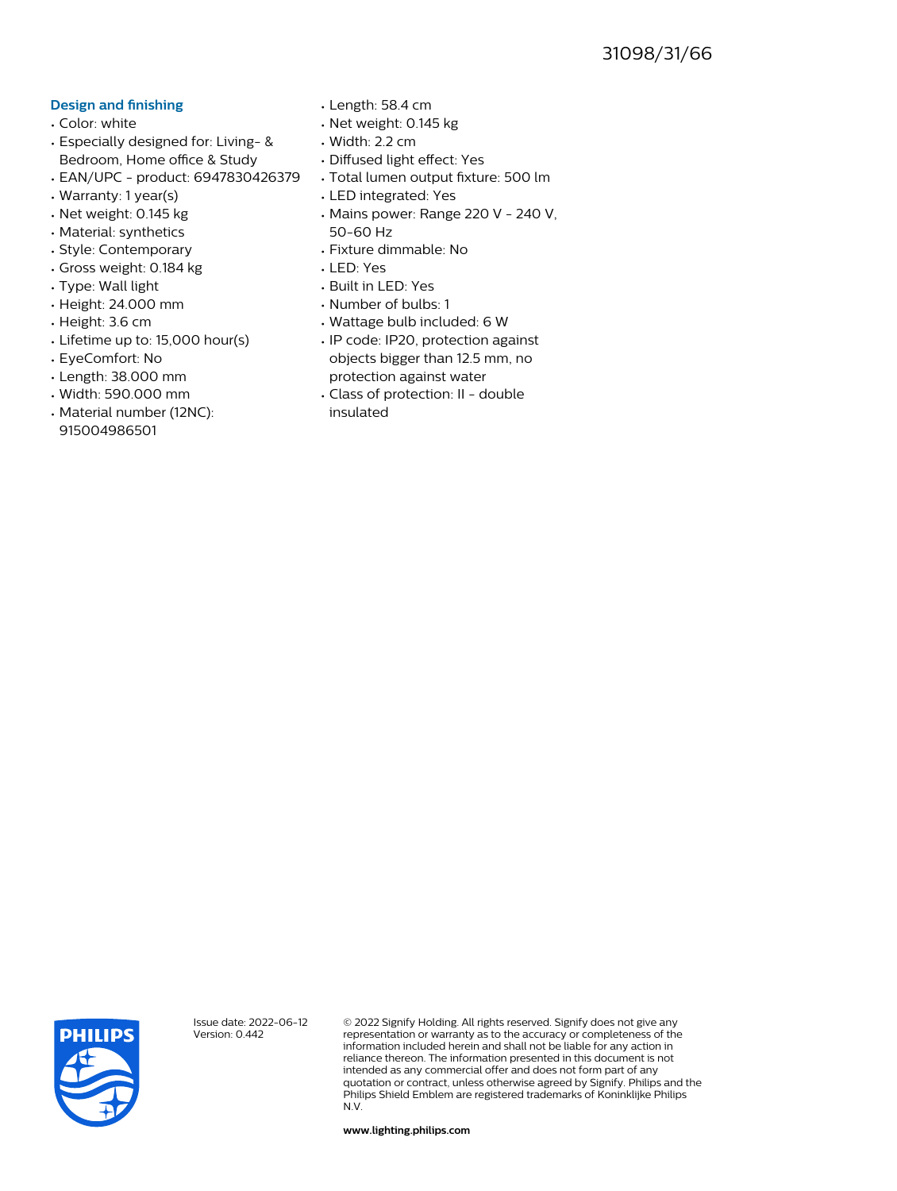## Design and finishing

- Color: white
- Especially designed for: Living- & Bedroom, Home office & Study
- EAN/UPC - product: 6947830426379
- Warranty: 1 year(s)
- Net weight: 0.145 kg
- Material: synthetics
- Style: Contemporary
- Gross weight: 0.184 kg
- Type: Wall light
- Height: 24.000 mm
- Height: 3.6 cm
- Lifetime up to: 15,000 hour(s)
- EyeComfort: No
- Length: 38.000 mm
- Width: 590.000 mm
- Material number (12NC): 915004986501
- Length: 58.4 cm
- Net weight: 0.145 kg
- Width: 2.2 cm
- Diffused light effect: Yes
- Total lumen output fixture: 500 lm
- LED integrated: Yes
- Mains power: Range 220 V - 240 V, 50-60 Hz
- Fixture dimmable: No
- LED: Yes
- Built in LED: Yes
- Number of bulbs: 1
- Wattage bulb included: 6 W
- IP code: IP20, protection against objects bigger than 12.5 mm, no protection against water
- Class of protection: II - double insulated

Issue date: 2022-06-12
Version: 0.442

© 2022 Signify Holding. All rights reserved. Signify does not give any representation or warranty as to the accuracy or completeness of the information included herein and shall not be liable for any action in reliance thereon. The information presented in this document is not intended as any commercial offer and does not form part of any quotation or contract, unless otherwise agreed by Signify. Philips and the Philips Shield Emblem are registered trademarks of Koninklijke Philips N.V.

**www.lighting.philips.com**